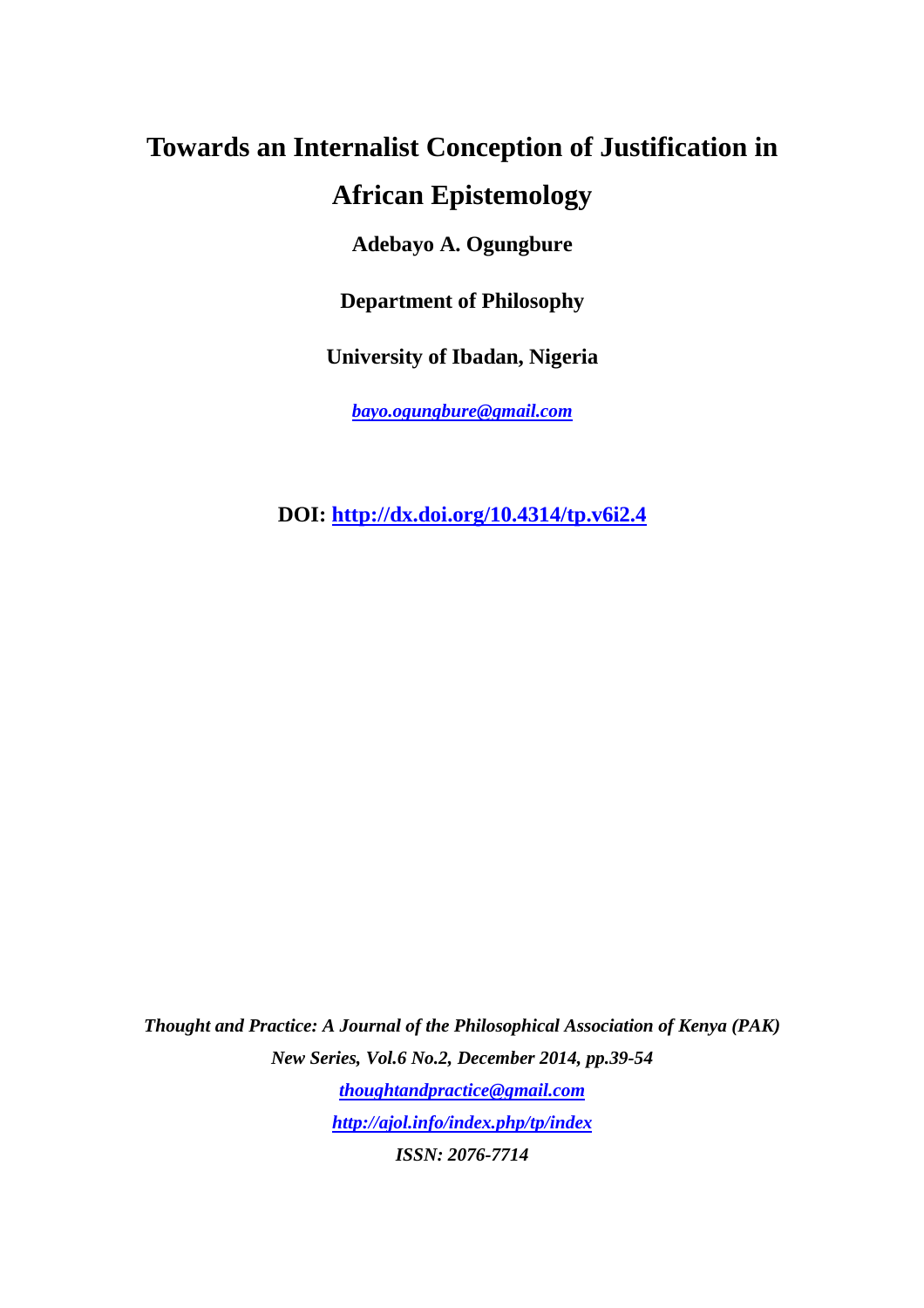# Towards an Internalist Conception of Justification in African Epistemology

**Adebayo A. Ogungbure**

**Department of Philosophy**

**University of Ibadan, Nigeria**

*bayo.ogungbure@gmail.com*

**DOI: http://dx.doi.org/10.4314/tp.v6i2.4**

*Thought and Practice: A Journal of the Philosophical Association of Kenya (PAK)*
*New Series, Vol.6 No.2, December 2014, pp.39-54*
*thoughtandpractice@gmail.com*
*http://ajol.info/index.php/tp/index*
*ISSN: 2076-7714*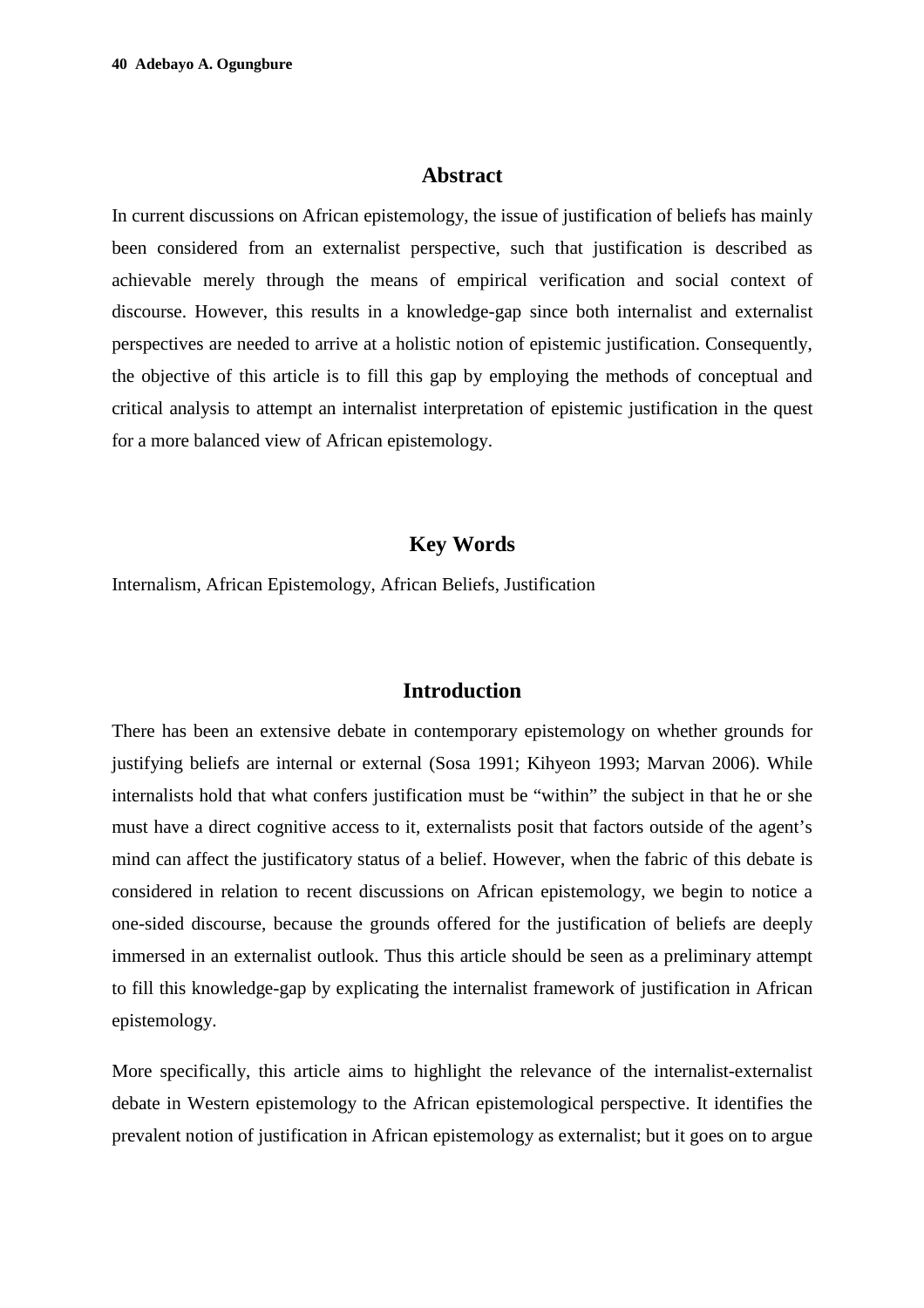## Abstract

In current discussions on African epistemology, the issue of justification of beliefs has mainly been considered from an externalist perspective, such that justification is described as achievable merely through the means of empirical verification and social context of discourse. However, this results in a knowledge-gap since both internalist and externalist perspectives are needed to arrive at a holistic notion of epistemic justification. Consequently, the objective of this article is to fill this gap by employing the methods of conceptual and critical analysis to attempt an internalist interpretation of epistemic justification in the quest for a more balanced view of African epistemology.

## Key Words

Internalism, African Epistemology, African Beliefs, Justification

## Introduction

There has been an extensive debate in contemporary epistemology on whether grounds for justifying beliefs are internal or external (Sosa 1991; Kihyeon 1993; Marvan 2006). While internalists hold that what confers justification must be "within" the subject in that he or she must have a direct cognitive access to it, externalists posit that factors outside of the agent's mind can affect the justificatory status of a belief. However, when the fabric of this debate is considered in relation to recent discussions on African epistemology, we begin to notice a one-sided discourse, because the grounds offered for the justification of beliefs are deeply immersed in an externalist outlook. Thus this article should be seen as a preliminary attempt to fill this knowledge-gap by explicating the internalist framework of justification in African epistemology.

More specifically, this article aims to highlight the relevance of the internalist-externalist debate in Western epistemology to the African epistemological perspective. It identifies the prevalent notion of justification in African epistemology as externalist; but it goes on to argue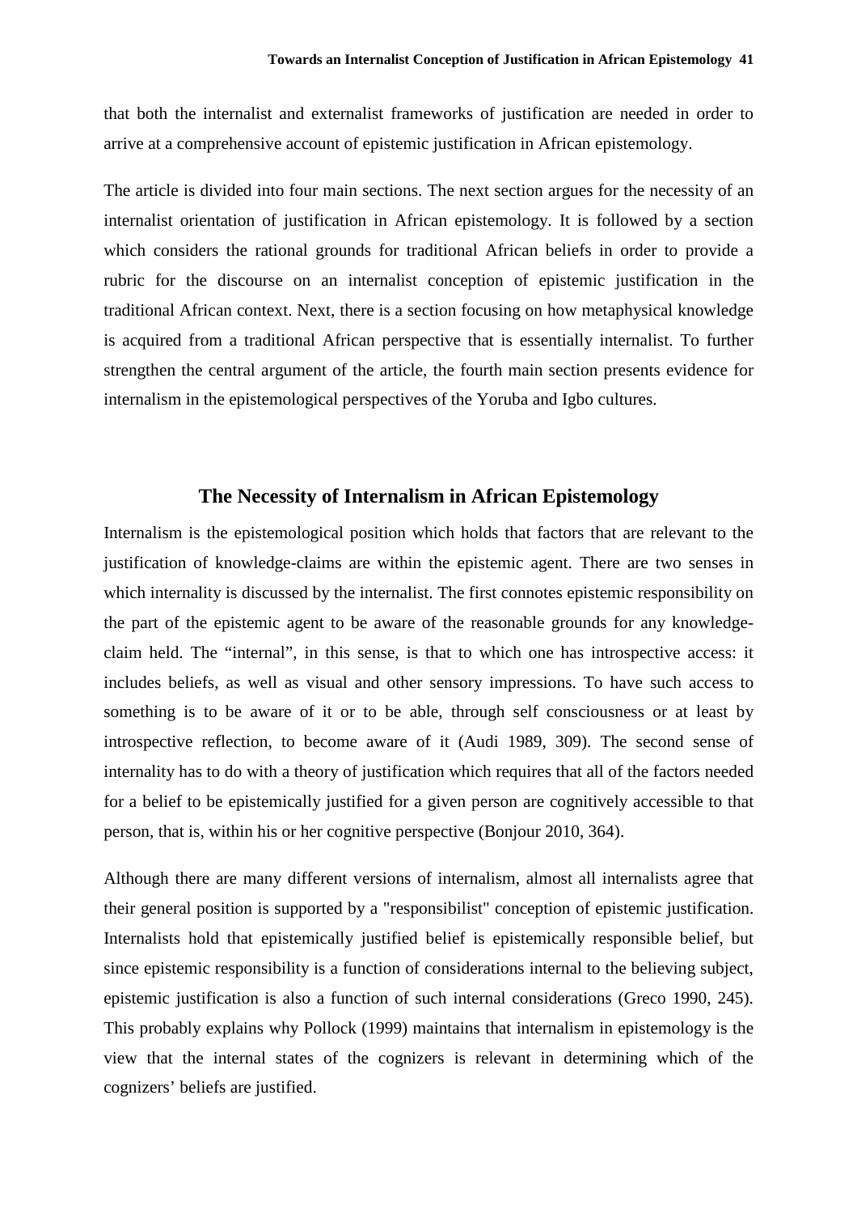that both the internalist and externalist frameworks of justification are needed in order to arrive at a comprehensive account of epistemic justification in African epistemology.

The article is divided into four main sections. The next section argues for the necessity of an internalist orientation of justification in African epistemology. It is followed by a section which considers the rational grounds for traditional African beliefs in order to provide a rubric for the discourse on an internalist conception of epistemic justification in the traditional African context. Next, there is a section focusing on how metaphysical knowledge is acquired from a traditional African perspective that is essentially internalist. To further strengthen the central argument of the article, the fourth main section presents evidence for internalism in the epistemological perspectives of the Yoruba and Igbo cultures.

## The Necessity of Internalism in African Epistemology

Internalism is the epistemological position which holds that factors that are relevant to the justification of knowledge-claims are within the epistemic agent. There are two senses in which internality is discussed by the internalist. The first connotes epistemic responsibility on the part of the epistemic agent to be aware of the reasonable grounds for any knowledge-claim held. The "internal", in this sense, is that to which one has introspective access: it includes beliefs, as well as visual and other sensory impressions. To have such access to something is to be aware of it or to be able, through self consciousness or at least by introspective reflection, to become aware of it (Audi 1989, 309). The second sense of internality has to do with a theory of justification which requires that all of the factors needed for a belief to be epistemically justified for a given person are cognitively accessible to that person, that is, within his or her cognitive perspective (Bonjour 2010, 364).

Although there are many different versions of internalism, almost all internalists agree that their general position is supported by a "responsibilist" conception of epistemic justification. Internalists hold that epistemically justified belief is epistemically responsible belief, but since epistemic responsibility is a function of considerations internal to the believing subject, epistemic justification is also a function of such internal considerations (Greco 1990, 245). This probably explains why Pollock (1999) maintains that internalism in epistemology is the view that the internal states of the cognizers is relevant in determining which of the cognizers' beliefs are justified.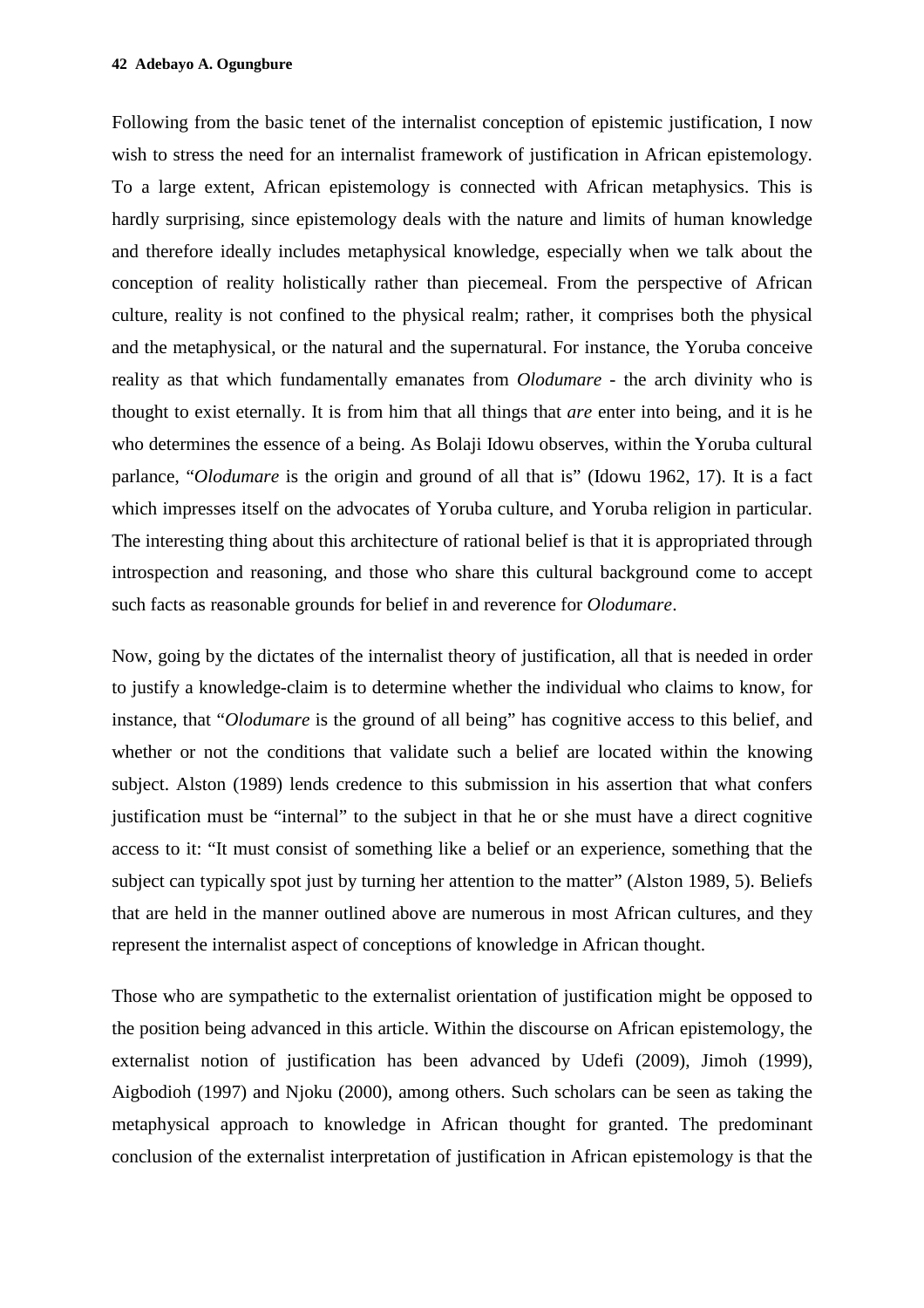Following from the basic tenet of the internalist conception of epistemic justification, I now wish to stress the need for an internalist framework of justification in African epistemology. To a large extent, African epistemology is connected with African metaphysics. This is hardly surprising, since epistemology deals with the nature and limits of human knowledge and therefore ideally includes metaphysical knowledge, especially when we talk about the conception of reality holistically rather than piecemeal. From the perspective of African culture, reality is not confined to the physical realm; rather, it comprises both the physical and the metaphysical, or the natural and the supernatural. For instance, the Yoruba conceive reality as that which fundamentally emanates from *Olodumare* - the arch divinity who is thought to exist eternally. It is from him that all things that *are* enter into being, and it is he who determines the essence of a being. As Bolaji Idowu observes, within the Yoruba cultural parlance, "*Olodumare* is the origin and ground of all that is" (Idowu 1962, 17). It is a fact which impresses itself on the advocates of Yoruba culture, and Yoruba religion in particular. The interesting thing about this architecture of rational belief is that it is appropriated through introspection and reasoning, and those who share this cultural background come to accept such facts as reasonable grounds for belief in and reverence for *Olodumare*.

Now, going by the dictates of the internalist theory of justification, all that is needed in order to justify a knowledge-claim is to determine whether the individual who claims to know, for instance, that "*Olodumare* is the ground of all being" has cognitive access to this belief, and whether or not the conditions that validate such a belief are located within the knowing subject. Alston (1989) lends credence to this submission in his assertion that what confers justification must be "internal" to the subject in that he or she must have a direct cognitive access to it: "It must consist of something like a belief or an experience, something that the subject can typically spot just by turning her attention to the matter" (Alston 1989, 5). Beliefs that are held in the manner outlined above are numerous in most African cultures, and they represent the internalist aspect of conceptions of knowledge in African thought.

Those who are sympathetic to the externalist orientation of justification might be opposed to the position being advanced in this article. Within the discourse on African epistemology, the externalist notion of justification has been advanced by Udefi (2009), Jimoh (1999), Aigbodioh (1997) and Njoku (2000), among others. Such scholars can be seen as taking the metaphysical approach to knowledge in African thought for granted. The predominant conclusion of the externalist interpretation of justification in African epistemology is that the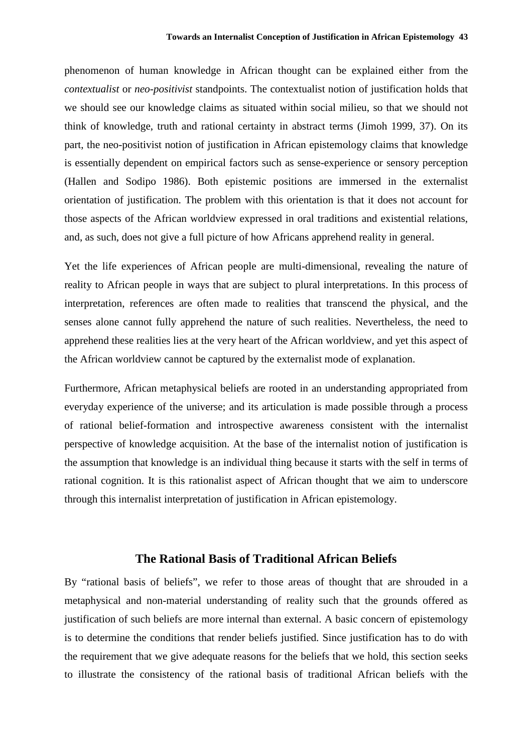phenomenon of human knowledge in African thought can be explained either from the *contextualist* or *neo-positivist* standpoints. The contextualist notion of justification holds that we should see our knowledge claims as situated within social milieu, so that we should not think of knowledge, truth and rational certainty in abstract terms (Jimoh 1999, 37). On its part, the neo-positivist notion of justification in African epistemology claims that knowledge is essentially dependent on empirical factors such as sense-experience or sensory perception (Hallen and Sodipo 1986). Both epistemic positions are immersed in the externalist orientation of justification. The problem with this orientation is that it does not account for those aspects of the African worldview expressed in oral traditions and existential relations, and, as such, does not give a full picture of how Africans apprehend reality in general.

Yet the life experiences of African people are multi-dimensional, revealing the nature of reality to African people in ways that are subject to plural interpretations. In this process of interpretation, references are often made to realities that transcend the physical, and the senses alone cannot fully apprehend the nature of such realities. Nevertheless, the need to apprehend these realities lies at the very heart of the African worldview, and yet this aspect of the African worldview cannot be captured by the externalist mode of explanation.

Furthermore, African metaphysical beliefs are rooted in an understanding appropriated from everyday experience of the universe; and its articulation is made possible through a process of rational belief-formation and introspective awareness consistent with the internalist perspective of knowledge acquisition. At the base of the internalist notion of justification is the assumption that knowledge is an individual thing because it starts with the self in terms of rational cognition. It is this rationalist aspect of African thought that we aim to underscore through this internalist interpretation of justification in African epistemology.

## The Rational Basis of Traditional African Beliefs

By "rational basis of beliefs", we refer to those areas of thought that are shrouded in a metaphysical and non-material understanding of reality such that the grounds offered as justification of such beliefs are more internal than external. A basic concern of epistemology is to determine the conditions that render beliefs justified. Since justification has to do with the requirement that we give adequate reasons for the beliefs that we hold, this section seeks to illustrate the consistency of the rational basis of traditional African beliefs with the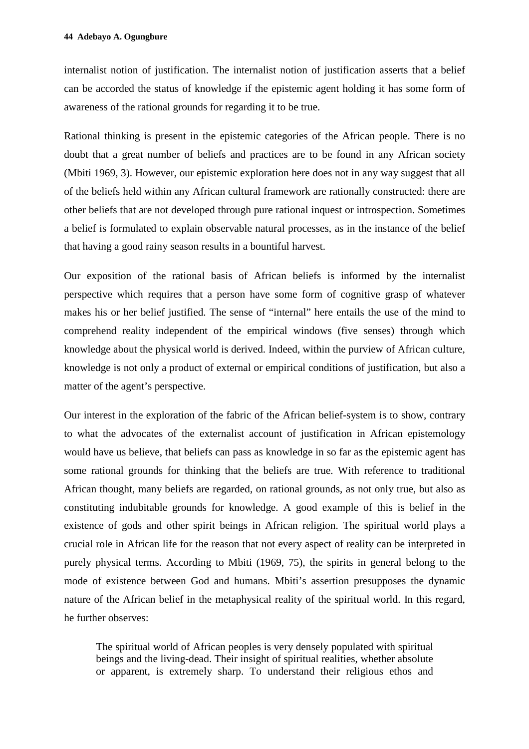internalist notion of justification. The internalist notion of justification asserts that a belief can be accorded the status of knowledge if the epistemic agent holding it has some form of awareness of the rational grounds for regarding it to be true.

Rational thinking is present in the epistemic categories of the African people. There is no doubt that a great number of beliefs and practices are to be found in any African society (Mbiti 1969, 3). However, our epistemic exploration here does not in any way suggest that all of the beliefs held within any African cultural framework are rationally constructed: there are other beliefs that are not developed through pure rational inquest or introspection. Sometimes a belief is formulated to explain observable natural processes, as in the instance of the belief that having a good rainy season results in a bountiful harvest.

Our exposition of the rational basis of African beliefs is informed by the internalist perspective which requires that a person have some form of cognitive grasp of whatever makes his or her belief justified. The sense of "internal" here entails the use of the mind to comprehend reality independent of the empirical windows (five senses) through which knowledge about the physical world is derived. Indeed, within the purview of African culture, knowledge is not only a product of external or empirical conditions of justification, but also a matter of the agent's perspective.

Our interest in the exploration of the fabric of the African belief-system is to show, contrary to what the advocates of the externalist account of justification in African epistemology would have us believe, that beliefs can pass as knowledge in so far as the epistemic agent has some rational grounds for thinking that the beliefs are true. With reference to traditional African thought, many beliefs are regarded, on rational grounds, as not only true, but also as constituting indubitable grounds for knowledge. A good example of this is belief in the existence of gods and other spirit beings in African religion. The spiritual world plays a crucial role in African life for the reason that not every aspect of reality can be interpreted in purely physical terms. According to Mbiti (1969, 75), the spirits in general belong to the mode of existence between God and humans. Mbiti's assertion presupposes the dynamic nature of the African belief in the metaphysical reality of the spiritual world. In this regard, he further observes:

> The spiritual world of African peoples is very densely populated with spiritual beings and the living-dead. Their insight of spiritual realities, whether absolute or apparent, is extremely sharp. To understand their religious ethos and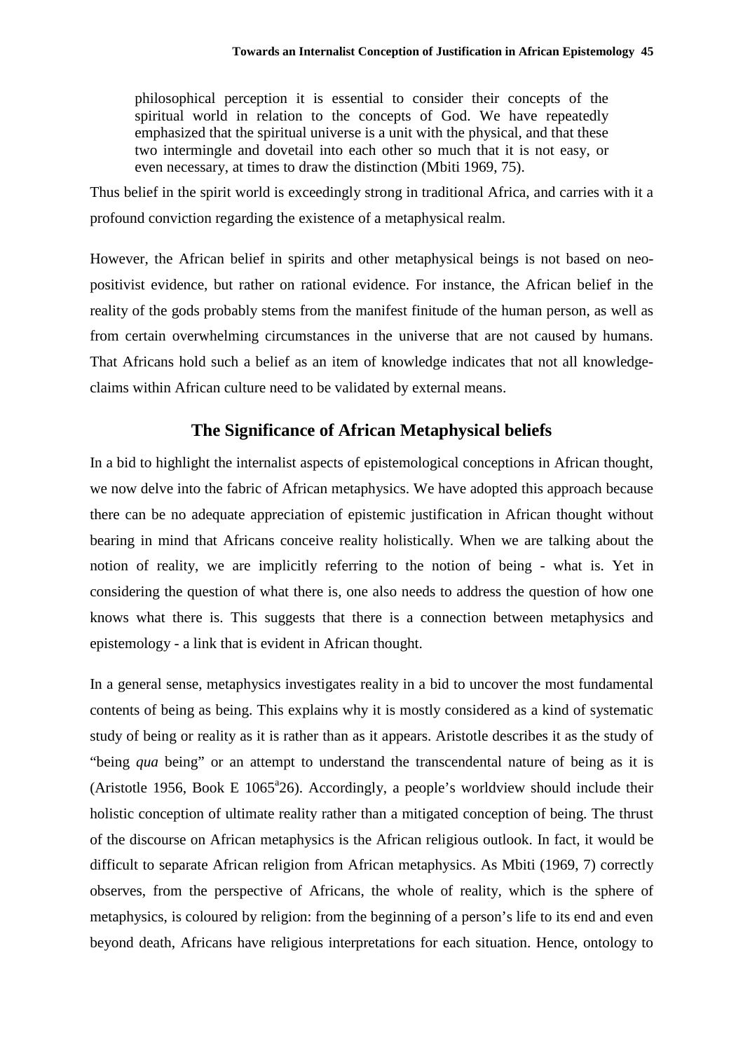> philosophical perception it is essential to consider their concepts of the spiritual world in relation to the concepts of God. We have repeatedly emphasized that the spiritual universe is a unit with the physical, and that these two intermingle and dovetail into each other so much that it is not easy, or even necessary, at times to draw the distinction (Mbiti 1969, 75).

Thus belief in the spirit world is exceedingly strong in traditional Africa, and carries with it a profound conviction regarding the existence of a metaphysical realm.

However, the African belief in spirits and other metaphysical beings is not based on neo-positivist evidence, but rather on rational evidence. For instance, the African belief in the reality of the gods probably stems from the manifest finitude of the human person, as well as from certain overwhelming circumstances in the universe that are not caused by humans. That Africans hold such a belief as an item of knowledge indicates that not all knowledge-claims within African culture need to be validated by external means.

## The Significance of African Metaphysical beliefs

In a bid to highlight the internalist aspects of epistemological conceptions in African thought, we now delve into the fabric of African metaphysics. We have adopted this approach because there can be no adequate appreciation of epistemic justification in African thought without bearing in mind that Africans conceive reality holistically. When we are talking about the notion of reality, we are implicitly referring to the notion of being - what is. Yet in considering the question of what there is, one also needs to address the question of how one knows what there is. This suggests that there is a connection between metaphysics and epistemology - a link that is evident in African thought.

In a general sense, metaphysics investigates reality in a bid to uncover the most fundamental contents of being as being. This explains why it is mostly considered as a kind of systematic study of being or reality as it is rather than as it appears. Aristotle describes it as the study of "being *qua* being" or an attempt to understand the transcendental nature of being as it is (Aristotle 1956, Book E 1065[a]26). Accordingly, a people's worldview should include their holistic conception of ultimate reality rather than a mitigated conception of being. The thrust of the discourse on African metaphysics is the African religious outlook. In fact, it would be difficult to separate African religion from African metaphysics. As Mbiti (1969, 7) correctly observes, from the perspective of Africans, the whole of reality, which is the sphere of metaphysics, is coloured by religion: from the beginning of a person's life to its end and even beyond death, Africans have religious interpretations for each situation. Hence, ontology to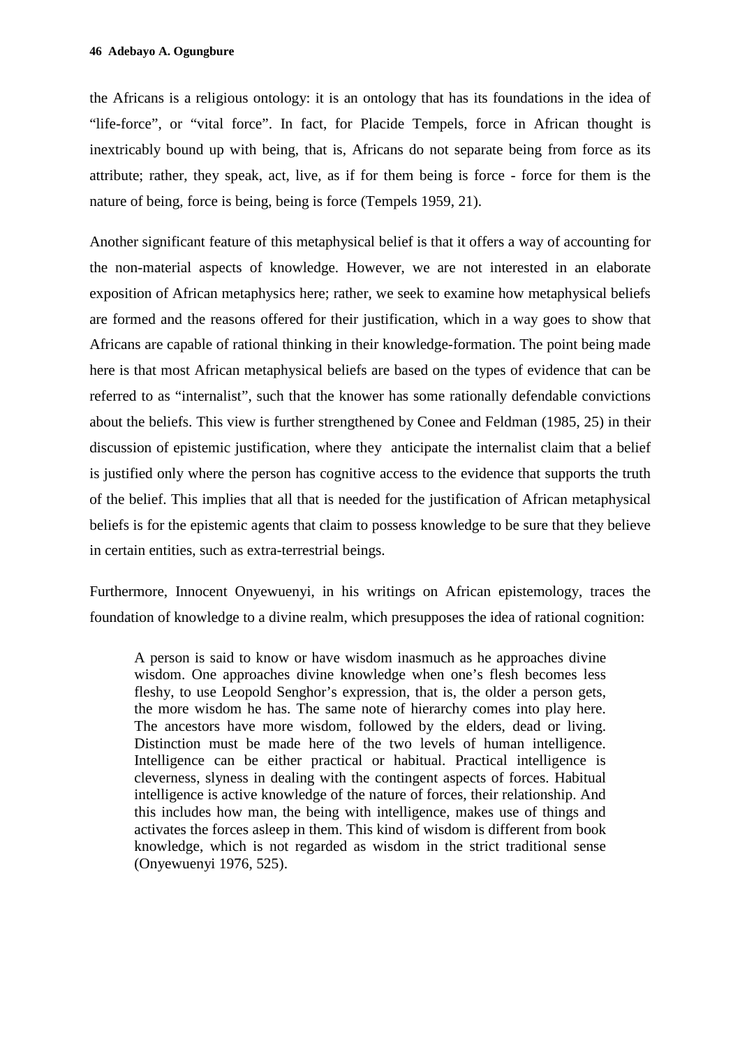the Africans is a religious ontology: it is an ontology that has its foundations in the idea of "life-force", or "vital force". In fact, for Placide Tempels, force in African thought is inextricably bound up with being, that is, Africans do not separate being from force as its attribute; rather, they speak, act, live, as if for them being is force - force for them is the nature of being, force is being, being is force (Tempels 1959, 21).

Another significant feature of this metaphysical belief is that it offers a way of accounting for the non-material aspects of knowledge. However, we are not interested in an elaborate exposition of African metaphysics here; rather, we seek to examine how metaphysical beliefs are formed and the reasons offered for their justification, which in a way goes to show that Africans are capable of rational thinking in their knowledge-formation. The point being made here is that most African metaphysical beliefs are based on the types of evidence that can be referred to as "internalist", such that the knower has some rationally defendable convictions about the beliefs. This view is further strengthened by Conee and Feldman (1985, 25) in their discussion of epistemic justification, where they anticipate the internalist claim that a belief is justified only where the person has cognitive access to the evidence that supports the truth of the belief. This implies that all that is needed for the justification of African metaphysical beliefs is for the epistemic agents that claim to possess knowledge to be sure that they believe in certain entities, such as extra-terrestrial beings.

Furthermore, Innocent Onyewuenyi, in his writings on African epistemology, traces the foundation of knowledge to a divine realm, which presupposes the idea of rational cognition:

> A person is said to know or have wisdom inasmuch as he approaches divine wisdom. One approaches divine knowledge when one's flesh becomes less fleshy, to use Leopold Senghor's expression, that is, the older a person gets, the more wisdom he has. The same note of hierarchy comes into play here. The ancestors have more wisdom, followed by the elders, dead or living. Distinction must be made here of the two levels of human intelligence. Intelligence can be either practical or habitual. Practical intelligence is cleverness, slyness in dealing with the contingent aspects of forces. Habitual intelligence is active knowledge of the nature of forces, their relationship. And this includes how man, the being with intelligence, makes use of things and activates the forces asleep in them. This kind of wisdom is different from book knowledge, which is not regarded as wisdom in the strict traditional sense (Onyewuenyi 1976, 525).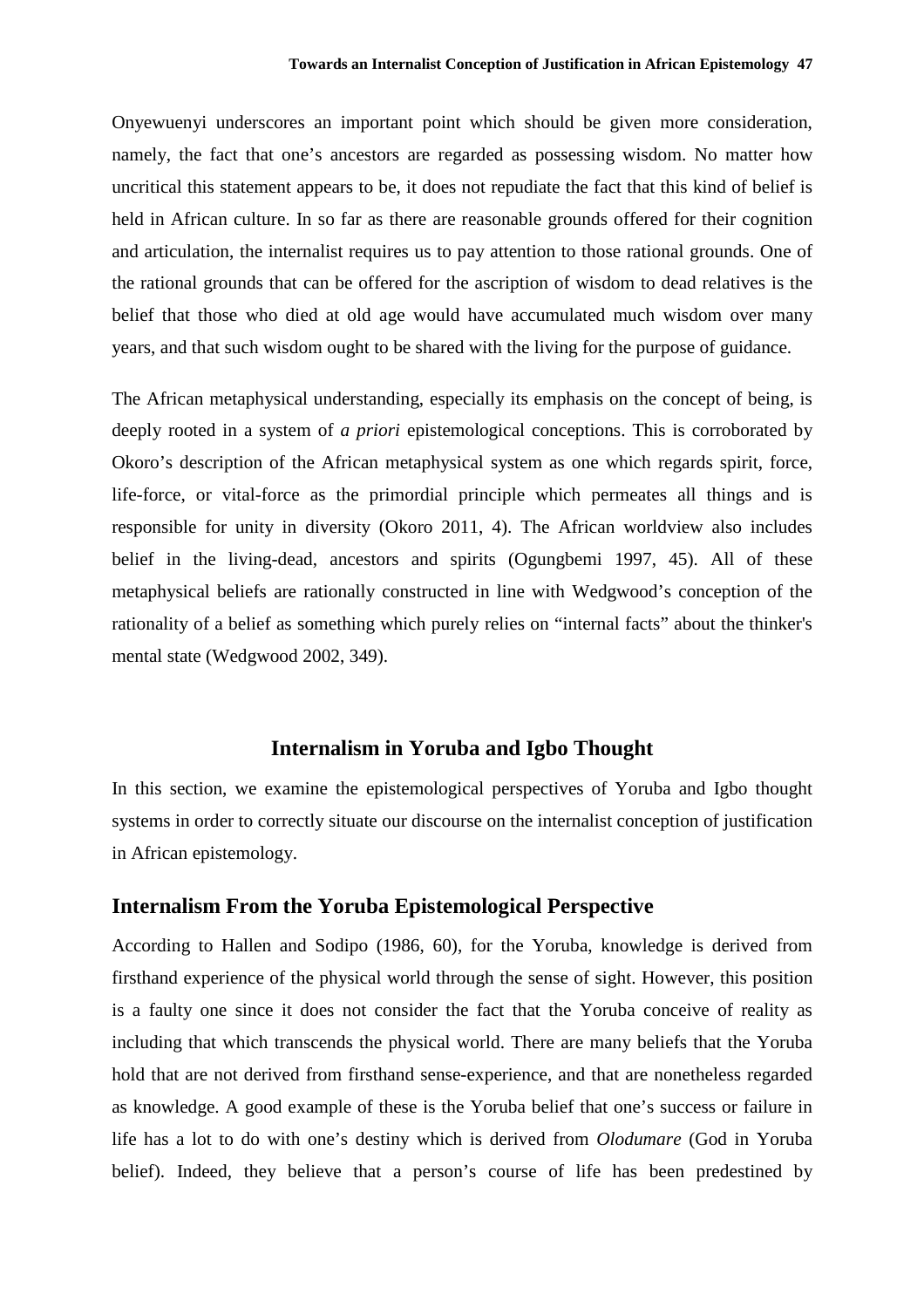Onyewuenyi underscores an important point which should be given more consideration, namely, the fact that one's ancestors are regarded as possessing wisdom. No matter how uncritical this statement appears to be, it does not repudiate the fact that this kind of belief is held in African culture. In so far as there are reasonable grounds offered for their cognition and articulation, the internalist requires us to pay attention to those rational grounds. One of the rational grounds that can be offered for the ascription of wisdom to dead relatives is the belief that those who died at old age would have accumulated much wisdom over many years, and that such wisdom ought to be shared with the living for the purpose of guidance.

The African metaphysical understanding, especially its emphasis on the concept of being, is deeply rooted in a system of *a priori* epistemological conceptions. This is corroborated by Okoro's description of the African metaphysical system as one which regards spirit, force, life-force, or vital-force as the primordial principle which permeates all things and is responsible for unity in diversity (Okoro 2011, 4). The African worldview also includes belief in the living-dead, ancestors and spirits (Ogungbemi 1997, 45). All of these metaphysical beliefs are rationally constructed in line with Wedgwood's conception of the rationality of a belief as something which purely relies on "internal facts" about the thinker's mental state (Wedgwood 2002, 349).

## Internalism in Yoruba and Igbo Thought

In this section, we examine the epistemological perspectives of Yoruba and Igbo thought systems in order to correctly situate our discourse on the internalist conception of justification in African epistemology.

### Internalism From the Yoruba Epistemological Perspective

According to Hallen and Sodipo (1986, 60), for the Yoruba, knowledge is derived from firsthand experience of the physical world through the sense of sight. However, this position is a faulty one since it does not consider the fact that the Yoruba conceive of reality as including that which transcends the physical world. There are many beliefs that the Yoruba hold that are not derived from firsthand sense-experience, and that are nonetheless regarded as knowledge. A good example of these is the Yoruba belief that one's success or failure in life has a lot to do with one's destiny which is derived from *Olodumare* (God in Yoruba belief). Indeed, they believe that a person's course of life has been predestined by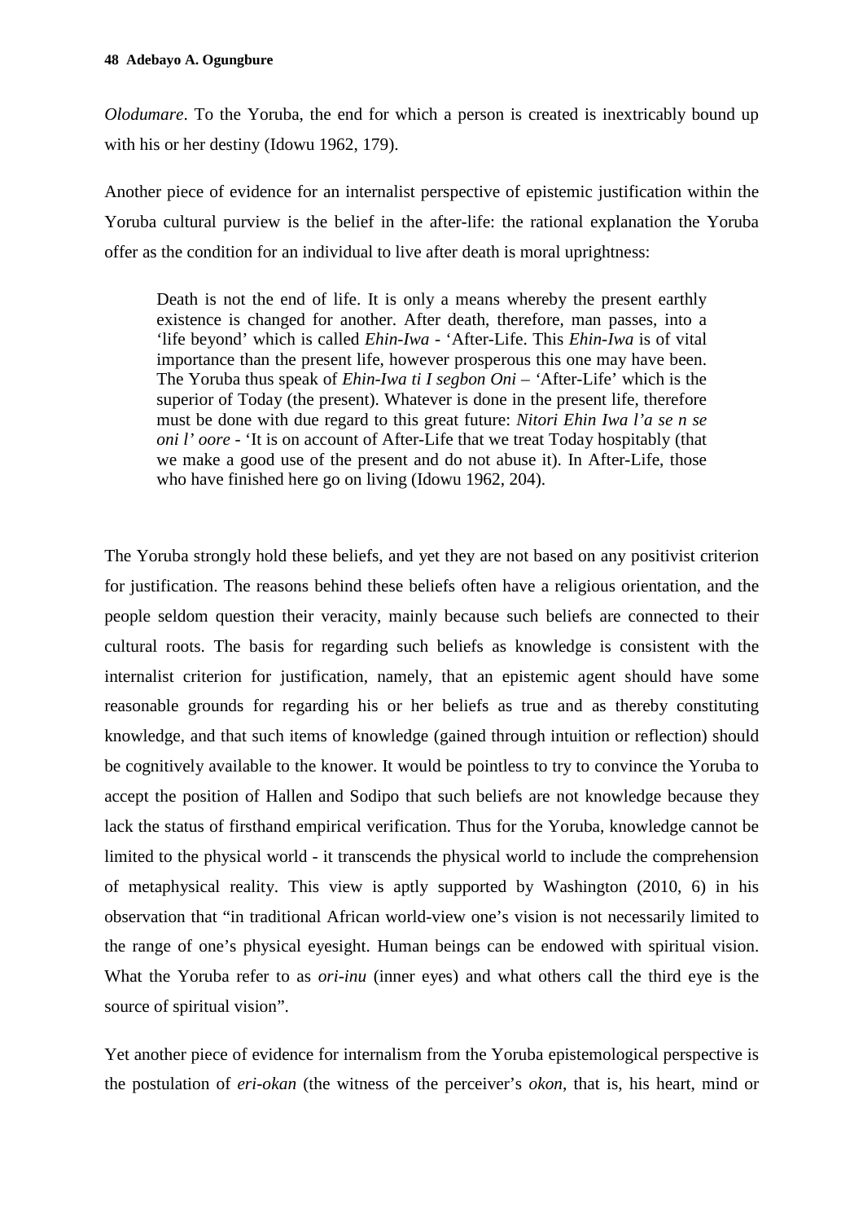*Olodumare*. To the Yoruba, the end for which a person is created is inextricably bound up with his or her destiny (Idowu 1962, 179).

Another piece of evidence for an internalist perspective of epistemic justification within the Yoruba cultural purview is the belief in the after-life: the rational explanation the Yoruba offer as the condition for an individual to live after death is moral uprightness:

> Death is not the end of life. It is only a means whereby the present earthly existence is changed for another. After death, therefore, man passes, into a 'life beyond' which is called *Ehin-Iwa* - 'After-Life. This *Ehin-Iwa* is of vital importance than the present life, however prosperous this one may have been. The Yoruba thus speak of *Ehin-Iwa ti I segbon Oni* – 'After-Life' which is the superior of Today (the present). Whatever is done in the present life, therefore must be done with due regard to this great future: *Nitori Ehin Iwa l'a se n se oni l' oore* - 'It is on account of After-Life that we treat Today hospitably (that we make a good use of the present and do not abuse it). In After-Life, those who have finished here go on living (Idowu 1962, 204).

The Yoruba strongly hold these beliefs, and yet they are not based on any positivist criterion for justification. The reasons behind these beliefs often have a religious orientation, and the people seldom question their veracity, mainly because such beliefs are connected to their cultural roots. The basis for regarding such beliefs as knowledge is consistent with the internalist criterion for justification, namely, that an epistemic agent should have some reasonable grounds for regarding his or her beliefs as true and as thereby constituting knowledge, and that such items of knowledge (gained through intuition or reflection) should be cognitively available to the knower. It would be pointless to try to convince the Yoruba to accept the position of Hallen and Sodipo that such beliefs are not knowledge because they lack the status of firsthand empirical verification. Thus for the Yoruba, knowledge cannot be limited to the physical world - it transcends the physical world to include the comprehension of metaphysical reality. This view is aptly supported by Washington (2010, 6) in his observation that "in traditional African world-view one's vision is not necessarily limited to the range of one's physical eyesight. Human beings can be endowed with spiritual vision. What the Yoruba refer to as *ori-inu* (inner eyes) and what others call the third eye is the source of spiritual vision".

Yet another piece of evidence for internalism from the Yoruba epistemological perspective is the postulation of *eri-okan* (the witness of the perceiver's *okon*, that is, his heart, mind or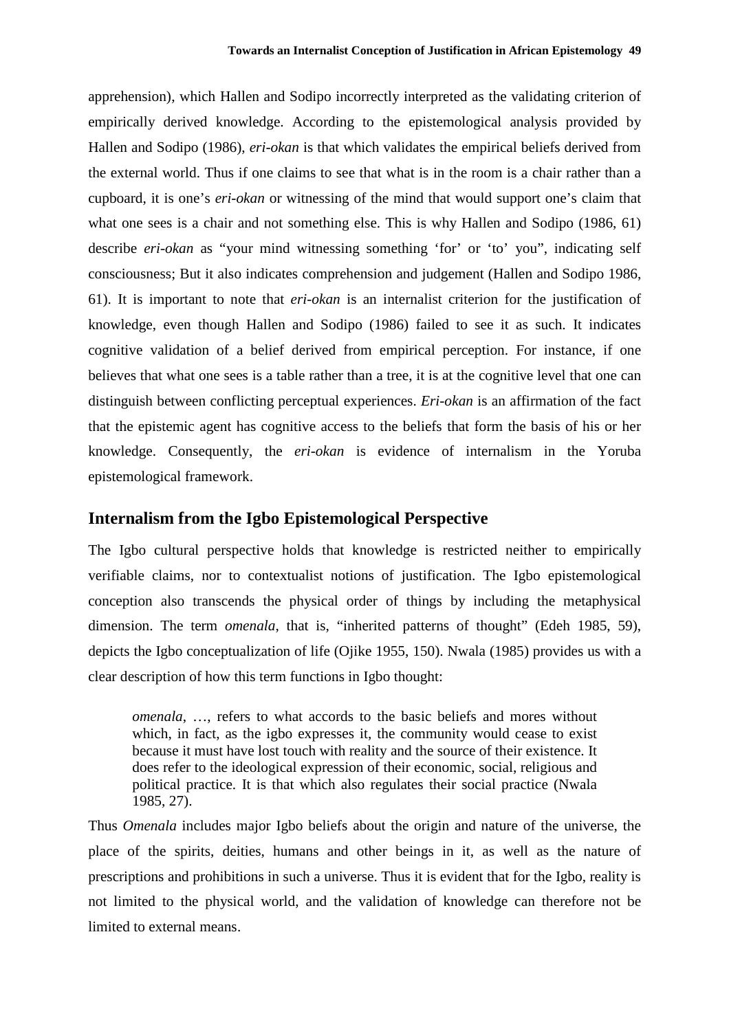apprehension), which Hallen and Sodipo incorrectly interpreted as the validating criterion of empirically derived knowledge. According to the epistemological analysis provided by Hallen and Sodipo (1986), *eri-okan* is that which validates the empirical beliefs derived from the external world. Thus if one claims to see that what is in the room is a chair rather than a cupboard, it is one's *eri-okan* or witnessing of the mind that would support one's claim that what one sees is a chair and not something else. This is why Hallen and Sodipo (1986, 61) describe *eri-okan* as "your mind witnessing something 'for' or 'to' you", indicating self consciousness; But it also indicates comprehension and judgement (Hallen and Sodipo 1986, 61). It is important to note that *eri-okan* is an internalist criterion for the justification of knowledge, even though Hallen and Sodipo (1986) failed to see it as such. It indicates cognitive validation of a belief derived from empirical perception. For instance, if one believes that what one sees is a table rather than a tree, it is at the cognitive level that one can distinguish between conflicting perceptual experiences. *Eri-okan* is an affirmation of the fact that the epistemic agent has cognitive access to the beliefs that form the basis of his or her knowledge. Consequently, the *eri-okan* is evidence of internalism in the Yoruba epistemological framework.

## Internalism from the Igbo Epistemological Perspective

The Igbo cultural perspective holds that knowledge is restricted neither to empirically verifiable claims, nor to contextualist notions of justification. The Igbo epistemological conception also transcends the physical order of things by including the metaphysical dimension. The term *omenala*, that is, "inherited patterns of thought" (Edeh 1985, 59), depicts the Igbo conceptualization of life (Ojike 1955, 150). Nwala (1985) provides us with a clear description of how this term functions in Igbo thought:

> *omenala*, …, refers to what accords to the basic beliefs and mores without which, in fact, as the igbo expresses it, the community would cease to exist because it must have lost touch with reality and the source of their existence. It does refer to the ideological expression of their economic, social, religious and political practice. It is that which also regulates their social practice (Nwala 1985, 27).

Thus *Omenala* includes major Igbo beliefs about the origin and nature of the universe, the place of the spirits, deities, humans and other beings in it, as well as the nature of prescriptions and prohibitions in such a universe. Thus it is evident that for the Igbo, reality is not limited to the physical world, and the validation of knowledge can therefore not be limited to external means.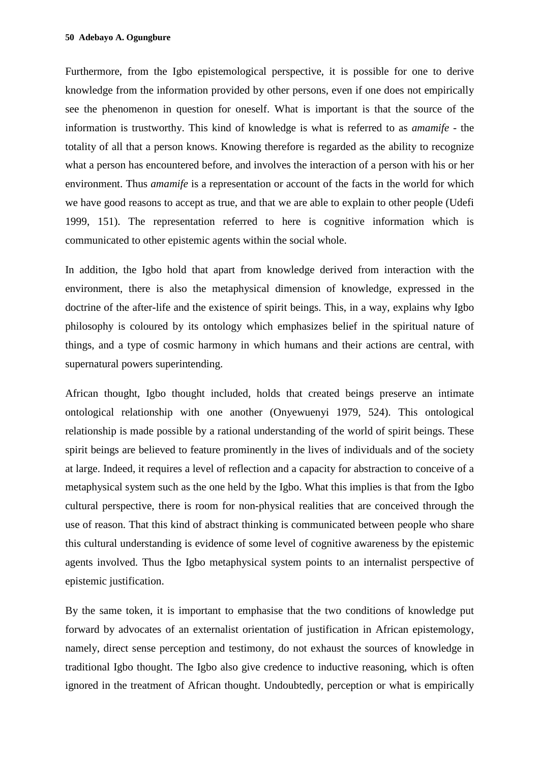Furthermore, from the Igbo epistemological perspective, it is possible for one to derive knowledge from the information provided by other persons, even if one does not empirically see the phenomenon in question for oneself. What is important is that the source of the information is trustworthy. This kind of knowledge is what is referred to as *amamife* - the totality of all that a person knows. Knowing therefore is regarded as the ability to recognize what a person has encountered before, and involves the interaction of a person with his or her environment. Thus *amamife* is a representation or account of the facts in the world for which we have good reasons to accept as true, and that we are able to explain to other people (Udefi 1999, 151). The representation referred to here is cognitive information which is communicated to other epistemic agents within the social whole.

In addition, the Igbo hold that apart from knowledge derived from interaction with the environment, there is also the metaphysical dimension of knowledge, expressed in the doctrine of the after-life and the existence of spirit beings. This, in a way, explains why Igbo philosophy is coloured by its ontology which emphasizes belief in the spiritual nature of things, and a type of cosmic harmony in which humans and their actions are central, with supernatural powers superintending.

African thought, Igbo thought included, holds that created beings preserve an intimate ontological relationship with one another (Onyewuenyi 1979, 524). This ontological relationship is made possible by a rational understanding of the world of spirit beings. These spirit beings are believed to feature prominently in the lives of individuals and of the society at large. Indeed, it requires a level of reflection and a capacity for abstraction to conceive of a metaphysical system such as the one held by the Igbo. What this implies is that from the Igbo cultural perspective, there is room for non-physical realities that are conceived through the use of reason. That this kind of abstract thinking is communicated between people who share this cultural understanding is evidence of some level of cognitive awareness by the epistemic agents involved. Thus the Igbo metaphysical system points to an internalist perspective of epistemic justification.

By the same token, it is important to emphasise that the two conditions of knowledge put forward by advocates of an externalist orientation of justification in African epistemology, namely, direct sense perception and testimony, do not exhaust the sources of knowledge in traditional Igbo thought. The Igbo also give credence to inductive reasoning, which is often ignored in the treatment of African thought. Undoubtedly, perception or what is empirically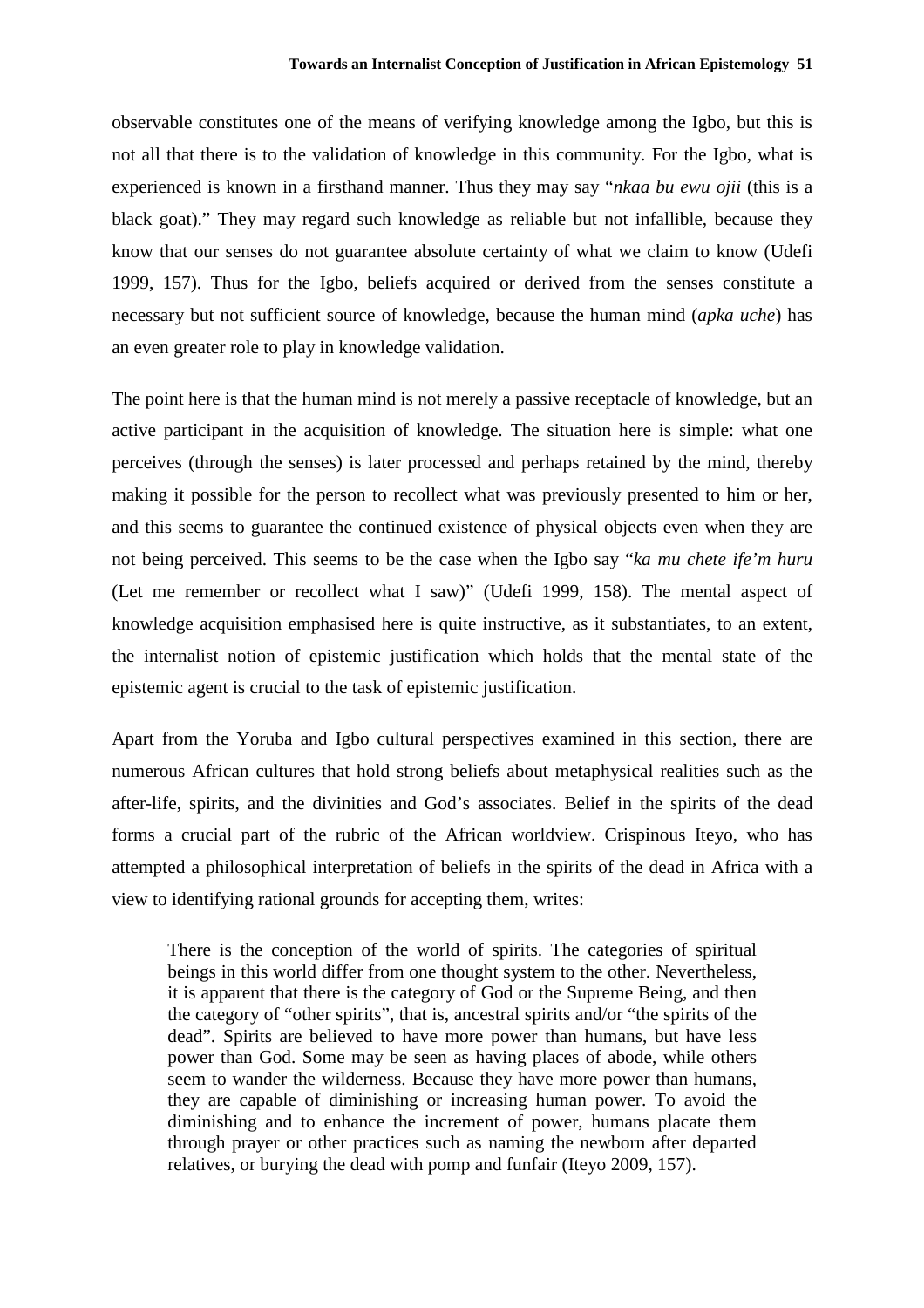observable constitutes one of the means of verifying knowledge among the Igbo, but this is not all that there is to the validation of knowledge in this community. For the Igbo, what is experienced is known in a firsthand manner. Thus they may say "*nkaa bu ewu ojii* (this is a black goat)." They may regard such knowledge as reliable but not infallible, because they know that our senses do not guarantee absolute certainty of what we claim to know (Udefi 1999, 157). Thus for the Igbo, beliefs acquired or derived from the senses constitute a necessary but not sufficient source of knowledge, because the human mind (*apka uche*) has an even greater role to play in knowledge validation.

The point here is that the human mind is not merely a passive receptacle of knowledge, but an active participant in the acquisition of knowledge. The situation here is simple: what one perceives (through the senses) is later processed and perhaps retained by the mind, thereby making it possible for the person to recollect what was previously presented to him or her, and this seems to guarantee the continued existence of physical objects even when they are not being perceived. This seems to be the case when the Igbo say "*ka mu chete ife'm huru* (Let me remember or recollect what I saw)" (Udefi 1999, 158). The mental aspect of knowledge acquisition emphasised here is quite instructive, as it substantiates, to an extent, the internalist notion of epistemic justification which holds that the mental state of the epistemic agent is crucial to the task of epistemic justification.

Apart from the Yoruba and Igbo cultural perspectives examined in this section, there are numerous African cultures that hold strong beliefs about metaphysical realities such as the after-life, spirits, and the divinities and God's associates. Belief in the spirits of the dead forms a crucial part of the rubric of the African worldview. Crispinous Iteyo, who has attempted a philosophical interpretation of beliefs in the spirits of the dead in Africa with a view to identifying rational grounds for accepting them, writes:

> There is the conception of the world of spirits. The categories of spiritual beings in this world differ from one thought system to the other. Nevertheless, it is apparent that there is the category of God or the Supreme Being, and then the category of "other spirits", that is, ancestral spirits and/or "the spirits of the dead". Spirits are believed to have more power than humans, but have less power than God. Some may be seen as having places of abode, while others seem to wander the wilderness. Because they have more power than humans, they are capable of diminishing or increasing human power. To avoid the diminishing and to enhance the increment of power, humans placate them through prayer or other practices such as naming the newborn after departed relatives, or burying the dead with pomp and funfair (Iteyo 2009, 157).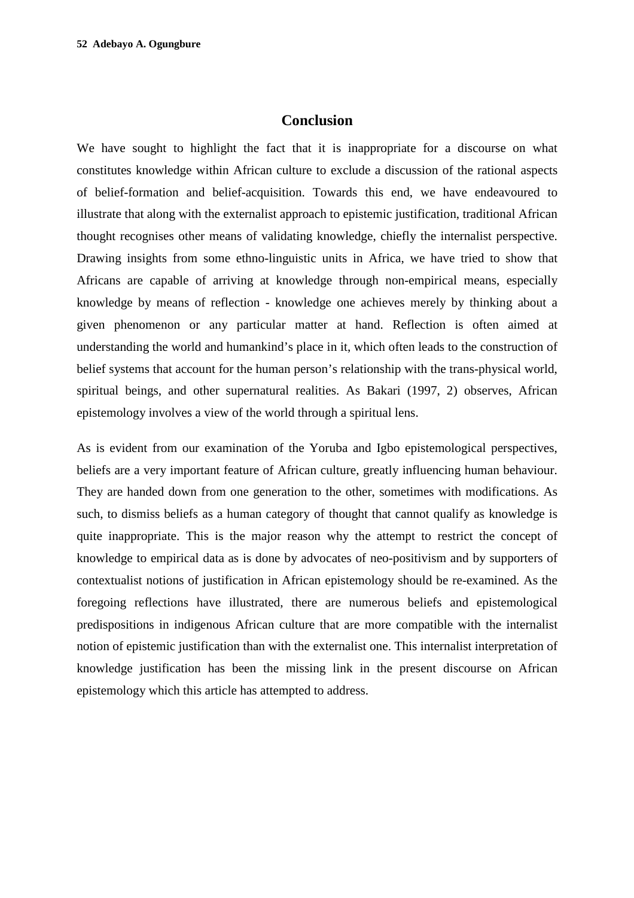## Conclusion

We have sought to highlight the fact that it is inappropriate for a discourse on what constitutes knowledge within African culture to exclude a discussion of the rational aspects of belief-formation and belief-acquisition. Towards this end, we have endeavoured to illustrate that along with the externalist approach to epistemic justification, traditional African thought recognises other means of validating knowledge, chiefly the internalist perspective. Drawing insights from some ethno-linguistic units in Africa, we have tried to show that Africans are capable of arriving at knowledge through non-empirical means, especially knowledge by means of reflection - knowledge one achieves merely by thinking about a given phenomenon or any particular matter at hand. Reflection is often aimed at understanding the world and humankind's place in it, which often leads to the construction of belief systems that account for the human person's relationship with the trans-physical world, spiritual beings, and other supernatural realities. As Bakari (1997, 2) observes, African epistemology involves a view of the world through a spiritual lens.

As is evident from our examination of the Yoruba and Igbo epistemological perspectives, beliefs are a very important feature of African culture, greatly influencing human behaviour. They are handed down from one generation to the other, sometimes with modifications. As such, to dismiss beliefs as a human category of thought that cannot qualify as knowledge is quite inappropriate. This is the major reason why the attempt to restrict the concept of knowledge to empirical data as is done by advocates of neo-positivism and by supporters of contextualist notions of justification in African epistemology should be re-examined. As the foregoing reflections have illustrated, there are numerous beliefs and epistemological predispositions in indigenous African culture that are more compatible with the internalist notion of epistemic justification than with the externalist one. This internalist interpretation of knowledge justification has been the missing link in the present discourse on African epistemology which this article has attempted to address.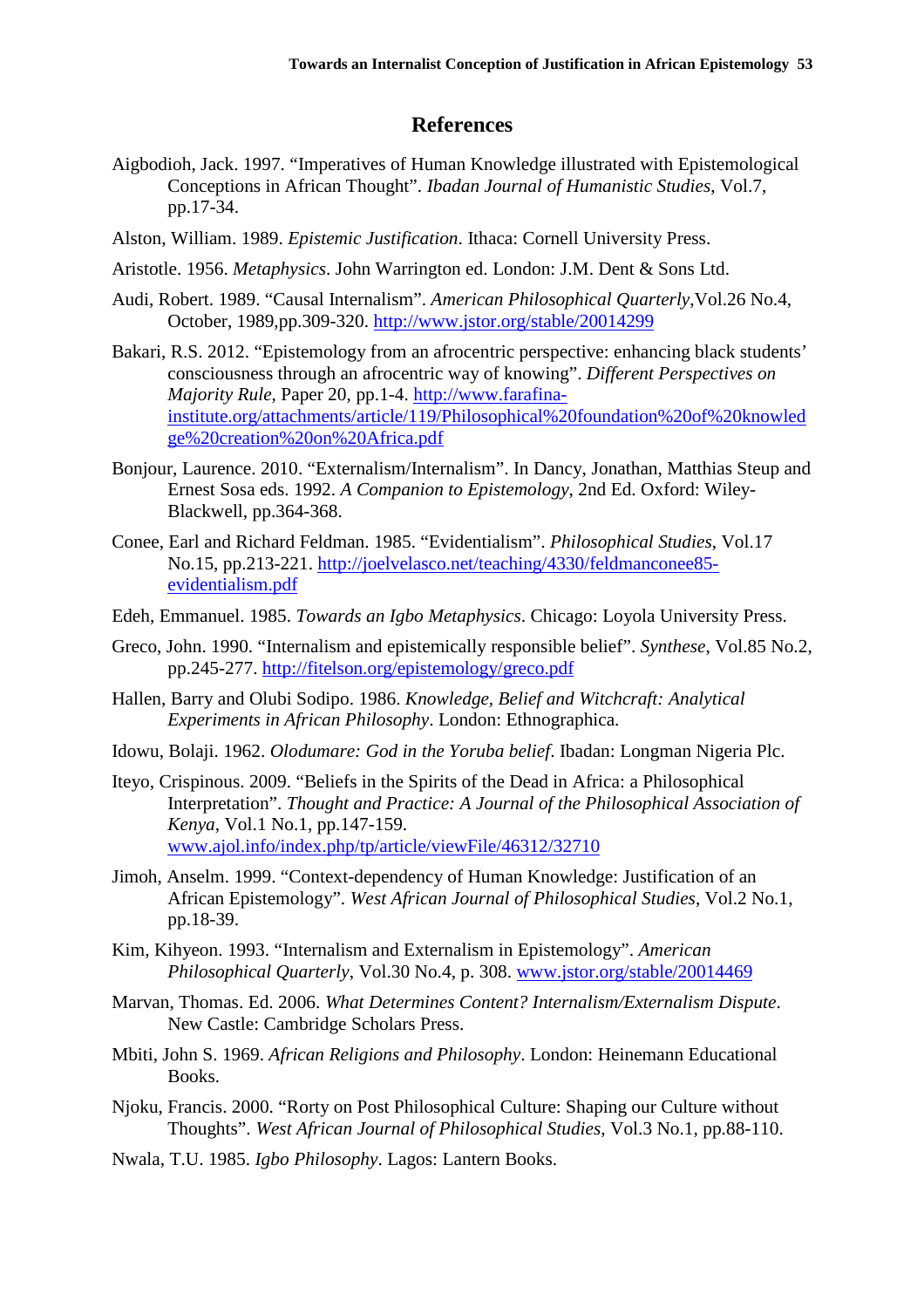## References

Aigbodioh, Jack. 1997. "Imperatives of Human Knowledge illustrated with Epistemological Conceptions in African Thought". *Ibadan Journal of Humanistic Studies*, Vol.7, pp.17-34.

Alston, William. 1989. *Epistemic Justification*. Ithaca: Cornell University Press.

Aristotle. 1956. *Metaphysics*. John Warrington ed. London: J.M. Dent & Sons Ltd.

Audi, Robert. 1989. "Causal Internalism". *American Philosophical Quarterly*,Vol.26 No.4, October, 1989,pp.309-320. http://www.jstor.org/stable/20014299

Bakari, R.S. 2012. "Epistemology from an afrocentric perspective: enhancing black students' consciousness through an afrocentric way of knowing". *Different Perspectives on Majority Rule*, Paper 20, pp.1-4. http://www.farafina-institute.org/attachments/article/119/Philosophical%20foundation%20of%20knowledge%20creation%20on%20Africa.pdf

Bonjour, Laurence. 2010. "Externalism/Internalism". In Dancy, Jonathan, Matthias Steup and Ernest Sosa eds. 1992. *A Companion to Epistemology*, 2nd Ed. Oxford: Wiley-Blackwell, pp.364-368.

Conee, Earl and Richard Feldman. 1985. "Evidentialism". *Philosophical Studies*, Vol.17 No.15, pp.213-221. http://joelvelasco.net/teaching/4330/feldmanconee85-evidentialism.pdf

Edeh, Emmanuel. 1985. *Towards an Igbo Metaphysics*. Chicago: Loyola University Press.

Greco, John. 1990. "Internalism and epistemically responsible belief". *Synthese*, Vol.85 No.2, pp.245-277. http://fitelson.org/epistemology/greco.pdf

Hallen, Barry and Olubi Sodipo. 1986. *Knowledge, Belief and Witchcraft: Analytical Experiments in African Philosophy*. London: Ethnographica.

Idowu, Bolaji. 1962. *Olodumare: God in the Yoruba belief*. Ibadan: Longman Nigeria Plc.

Iteyo, Crispinous. 2009. "Beliefs in the Spirits of the Dead in Africa: a Philosophical Interpretation". *Thought and Practice: A Journal of the Philosophical Association of Kenya*, Vol.1 No.1, pp.147-159. www.ajol.info/index.php/tp/article/viewFile/46312/32710

Jimoh, Anselm. 1999. "Context-dependency of Human Knowledge: Justification of an African Epistemology". *West African Journal of Philosophical Studies*, Vol.2 No.1, pp.18-39.

Kim, Kihyeon. 1993. "Internalism and Externalism in Epistemology". *American Philosophical Quarterly*, Vol.30 No.4, p. 308. www.jstor.org/stable/20014469

Marvan, Thomas. Ed. 2006. *What Determines Content? Internalism/Externalism Dispute*. New Castle: Cambridge Scholars Press.

Mbiti, John S. 1969. *African Religions and Philosophy*. London: Heinemann Educational Books.

Njoku, Francis. 2000. "Rorty on Post Philosophical Culture: Shaping our Culture without Thoughts". *West African Journal of Philosophical Studies*, Vol.3 No.1, pp.88-110.

Nwala, T.U. 1985. *Igbo Philosophy*. Lagos: Lantern Books.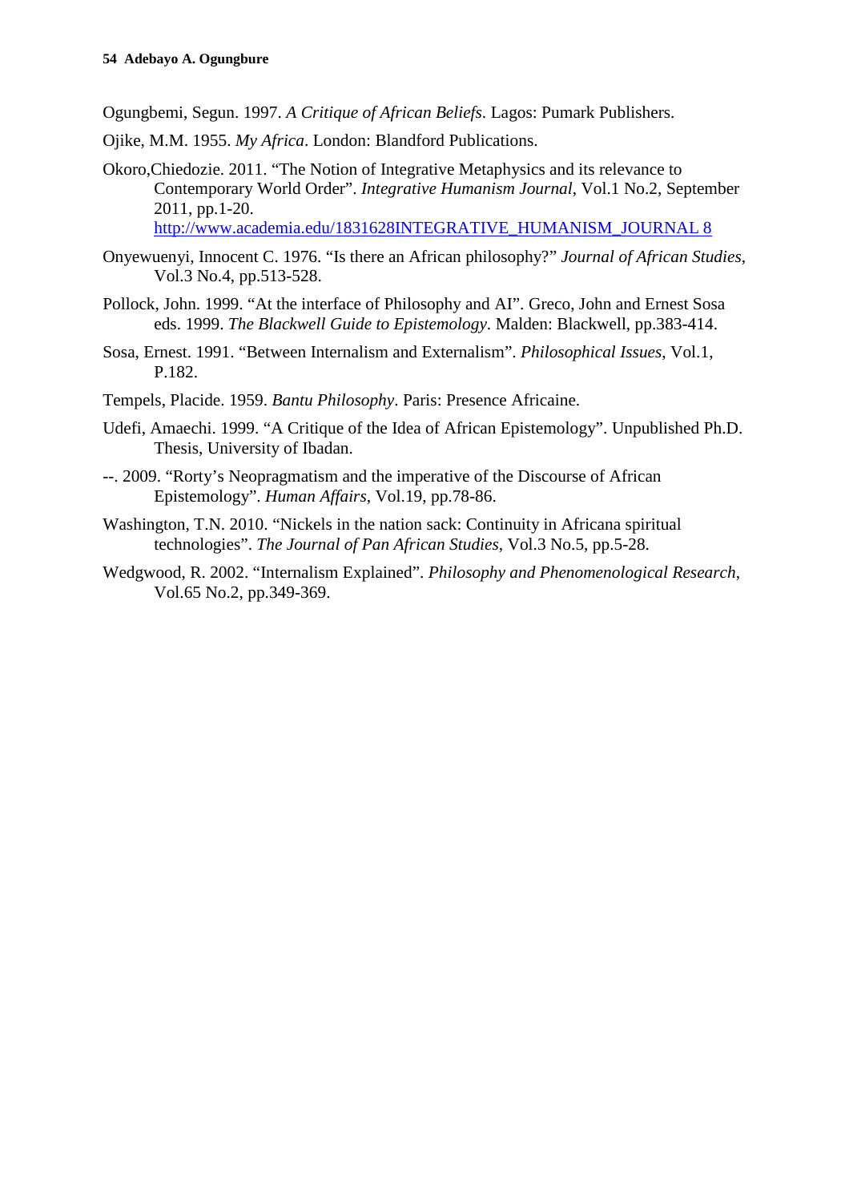Ogungbemi, Segun. 1997. *A Critique of African Beliefs*. Lagos: Pumark Publishers.

Ojike, M.M. 1955. *My Africa*. London: Blandford Publications.

Okoro,Chiedozie. 2011. “The Notion of Integrative Metaphysics and its relevance to Contemporary World Order”. *Integrative Humanism Journal*, Vol.1 No.2, September 2011, pp.1-20. http://www.academia.edu/1831628INTEGRATIVE_HUMANISM_JOURNAL 8

Onyewuenyi, Innocent C. 1976. “Is there an African philosophy?” *Journal of African Studies*, Vol.3 No.4, pp.513-528.

Pollock, John. 1999. “At the interface of Philosophy and AI”. Greco, John and Ernest Sosa eds. 1999. *The Blackwell Guide to Epistemology*. Malden: Blackwell, pp.383-414.

Sosa, Ernest. 1991. “Between Internalism and Externalism”. *Philosophical Issues*, Vol.1, P.182.

Tempels, Placide. 1959. *Bantu Philosophy*. Paris: Presence Africaine.

Udefi, Amaechi. 1999. “A Critique of the Idea of African Epistemology”. Unpublished Ph.D. Thesis, University of Ibadan.

--. 2009. “Rorty’s Neopragmatism and the imperative of the Discourse of African Epistemology”. *Human Affairs*, Vol.19, pp.78-86.

Washington, T.N. 2010. “Nickels in the nation sack: Continuity in Africana spiritual technologies”. *The Journal of Pan African Studies*, Vol.3 No.5, pp.5-28.

Wedgwood, R. 2002. “Internalism Explained”. *Philosophy and Phenomenological Research*, Vol.65 No.2, pp.349-369.